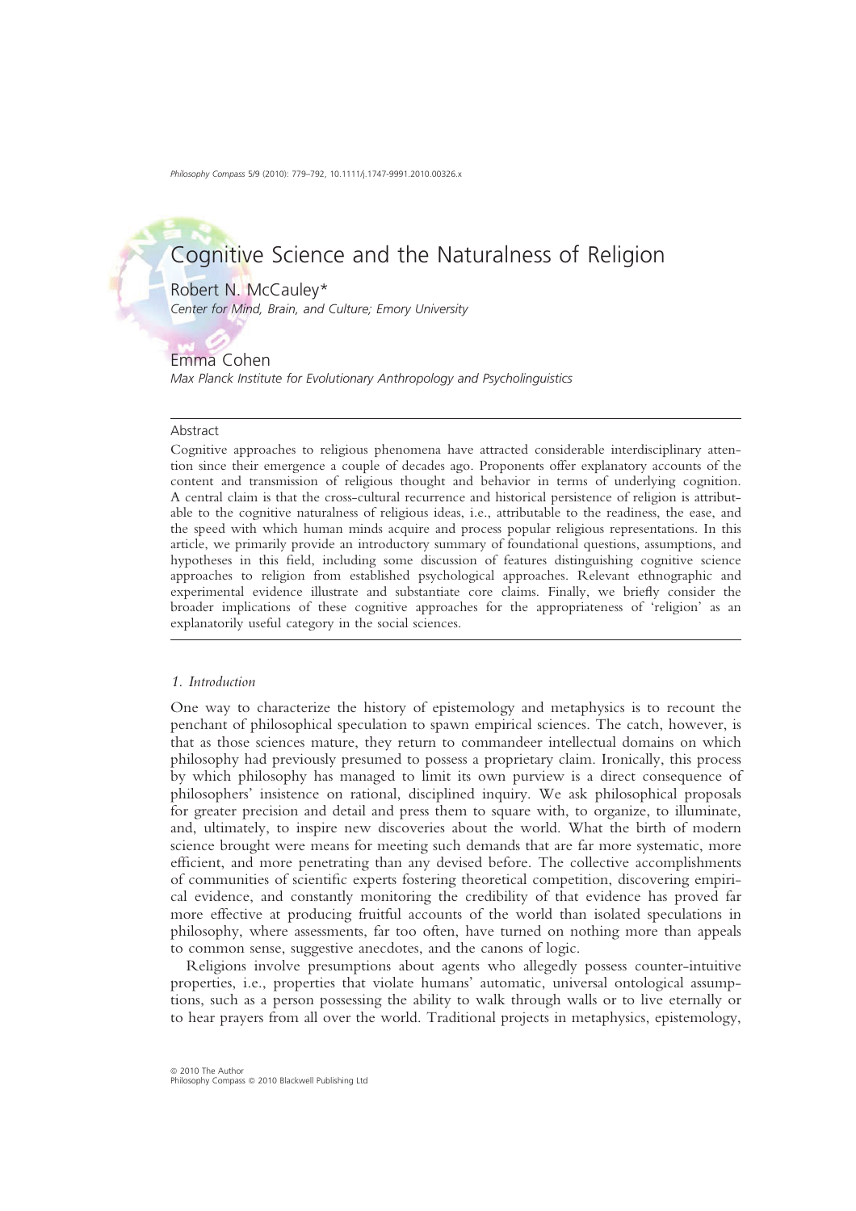# Cognitive Science and the Naturalness of Religion

Robert N. McCauley*
*Center for Mind, Brain, and Culture; Emory University*

Emma Cohen
*Max Planck Institute for Evolutionary Anthropology and Psycholinguistics*

## Abstract

Cognitive approaches to religious phenomena have attracted considerable interdisciplinary attention since their emergence a couple of decades ago. Proponents offer explanatory accounts of the content and transmission of religious thought and behavior in terms of underlying cognition. A central claim is that the cross-cultural recurrence and historical persistence of religion is attributable to the cognitive naturalness of religious ideas, i.e., attributable to the readiness, the ease, and the speed with which human minds acquire and process popular religious representations. In this article, we primarily provide an introductory summary of foundational questions, assumptions, and hypotheses in this field, including some discussion of features distinguishing cognitive science approaches to religion from established psychological approaches. Relevant ethnographic and experimental evidence illustrate and substantiate core claims. Finally, we briefly consider the broader implications of these cognitive approaches for the appropriateness of 'religion' as an explanatorily useful category in the social sciences.

## *1. Introduction*

One way to characterize the history of epistemology and metaphysics is to recount the penchant of philosophical speculation to spawn empirical sciences. The catch, however, is that as those sciences mature, they return to commandeer intellectual domains on which philosophy had previously presumed to possess a proprietary claim. Ironically, this process by which philosophy has managed to limit its own purview is a direct consequence of philosophers' insistence on rational, disciplined inquiry. We ask philosophical proposals for greater precision and detail and press them to square with, to organize, to illuminate, and, ultimately, to inspire new discoveries about the world. What the birth of modern science brought were means for meeting such demands that are far more systematic, more efficient, and more penetrating than any devised before. The collective accomplishments of communities of scientific experts fostering theoretical competition, discovering empirical evidence, and constantly monitoring the credibility of that evidence has proved far more effective at producing fruitful accounts of the world than isolated speculations in philosophy, where assessments, far too often, have turned on nothing more than appeals to common sense, suggestive anecdotes, and the canons of logic.

Religions involve presumptions about agents who allegedly possess counter-intuitive properties, i.e., properties that violate humans' automatic, universal ontological assumptions, such as a person possessing the ability to walk through walls or to live eternally or to hear prayers from all over the world. Traditional projects in metaphysics, epistemology,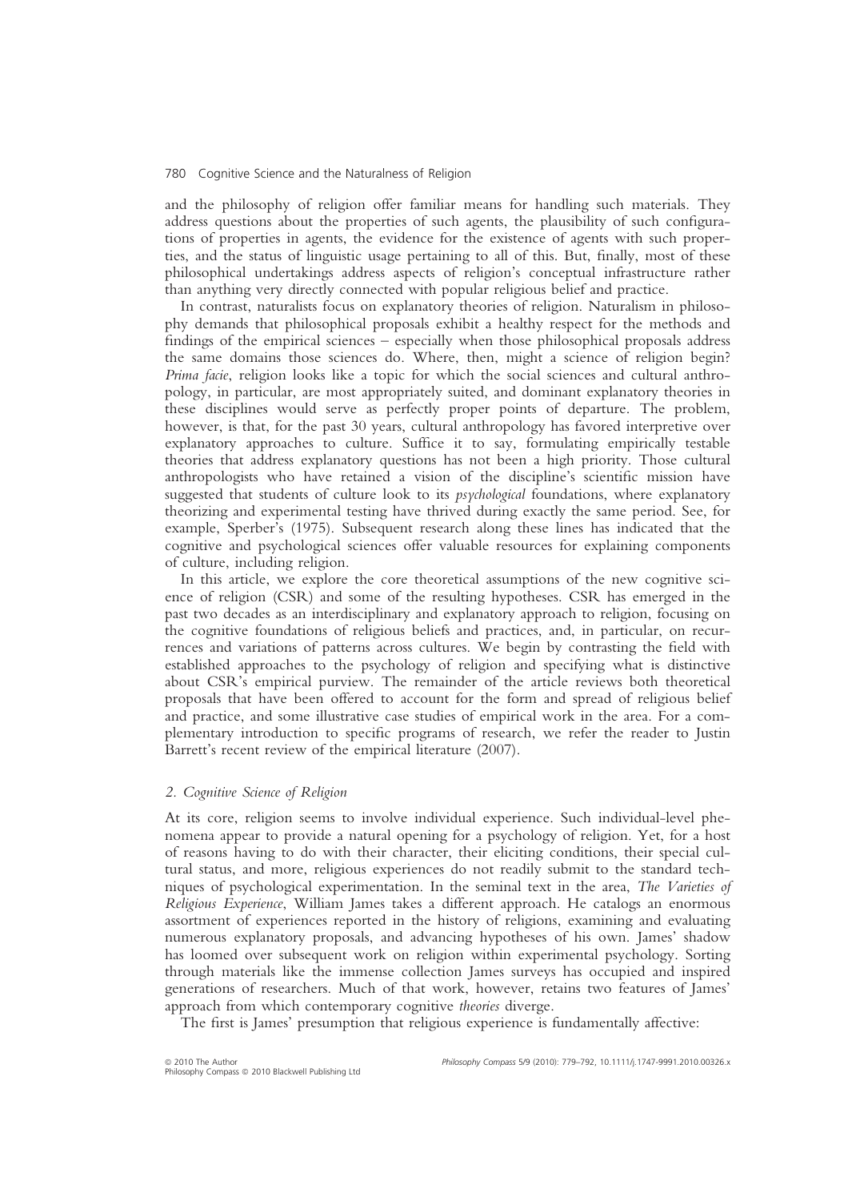and the philosophy of religion offer familiar means for handling such materials. They address questions about the properties of such agents, the plausibility of such configurations of properties in agents, the evidence for the existence of agents with such properties, and the status of linguistic usage pertaining to all of this. But, finally, most of these philosophical undertakings address aspects of religion's conceptual infrastructure rather than anything very directly connected with popular religious belief and practice.

In contrast, naturalists focus on explanatory theories of religion. Naturalism in philosophy demands that philosophical proposals exhibit a healthy respect for the methods and findings of the empirical sciences – especially when those philosophical proposals address the same domains those sciences do. Where, then, might a science of religion begin? *Prima facie*, religion looks like a topic for which the social sciences and cultural anthropology, in particular, are most appropriately suited, and dominant explanatory theories in these disciplines would serve as perfectly proper points of departure. The problem, however, is that, for the past 30 years, cultural anthropology has favored interpretive over explanatory approaches to culture. Suffice it to say, formulating empirically testable theories that address explanatory questions has not been a high priority. Those cultural anthropologists who have retained a vision of the discipline's scientific mission have suggested that students of culture look to its *psychological* foundations, where explanatory theorizing and experimental testing have thrived during exactly the same period. See, for example, Sperber's (1975). Subsequent research along these lines has indicated that the cognitive and psychological sciences offer valuable resources for explaining components of culture, including religion.

In this article, we explore the core theoretical assumptions of the new cognitive science of religion (CSR) and some of the resulting hypotheses. CSR has emerged in the past two decades as an interdisciplinary and explanatory approach to religion, focusing on the cognitive foundations of religious beliefs and practices, and, in particular, on recurrences and variations of patterns across cultures. We begin by contrasting the field with established approaches to the psychology of religion and specifying what is distinctive about CSR's empirical purview. The remainder of the article reviews both theoretical proposals that have been offered to account for the form and spread of religious belief and practice, and some illustrative case studies of empirical work in the area. For a complementary introduction to specific programs of research, we refer the reader to Justin Barrett's recent review of the empirical literature (2007).

## 2. Cognitive Science of Religion

At its core, religion seems to involve individual experience. Such individual-level phenomena appear to provide a natural opening for a psychology of religion. Yet, for a host of reasons having to do with their character, their eliciting conditions, their special cultural status, and more, religious experiences do not readily submit to the standard techniques of psychological experimentation. In the seminal text in the area, *The Varieties of Religious Experience*, William James takes a different approach. He catalogs an enormous assortment of experiences reported in the history of religions, examining and evaluating numerous explanatory proposals, and advancing hypotheses of his own. James' shadow has loomed over subsequent work on religion within experimental psychology. Sorting through materials like the immense collection James surveys has occupied and inspired generations of researchers. Much of that work, however, retains two features of James' approach from which contemporary cognitive *theories* diverge.

The first is James' presumption that religious experience is fundamentally affective: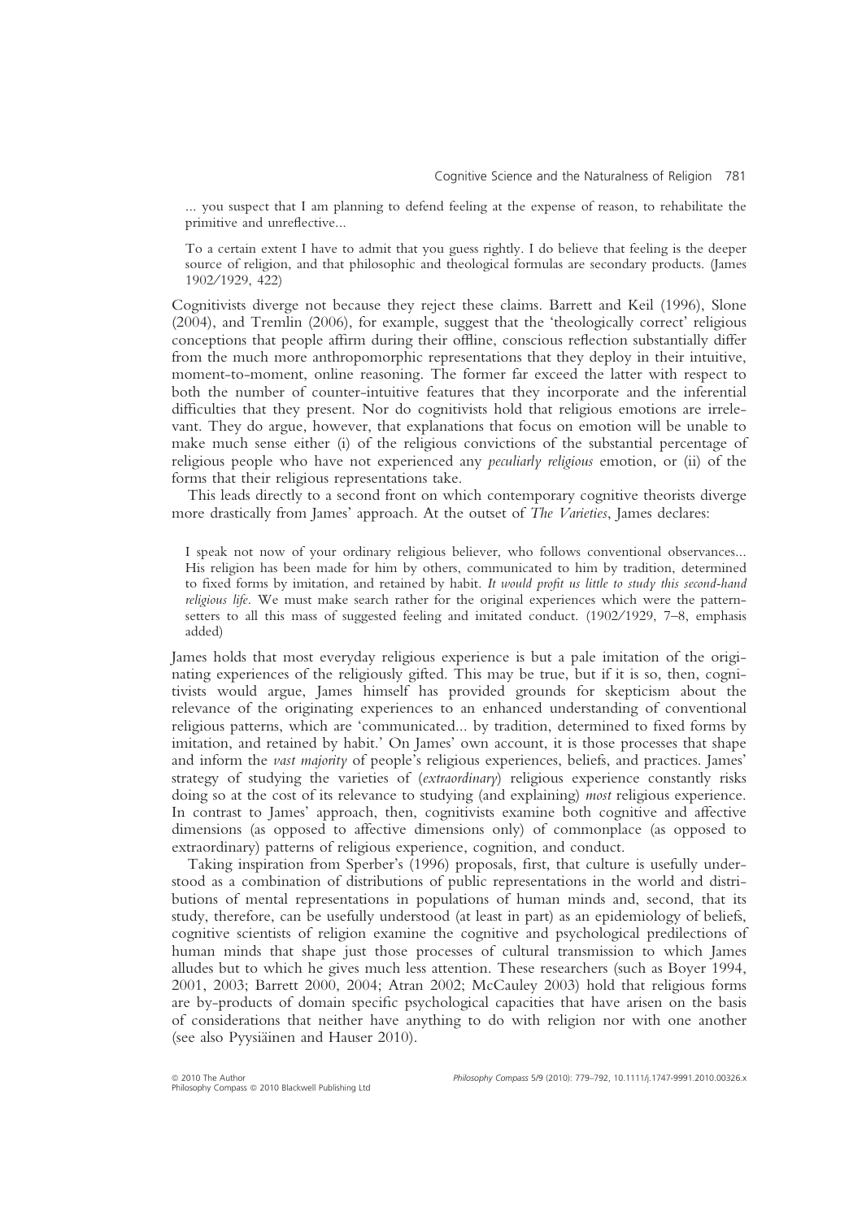... you suspect that I am planning to defend feeling at the expense of reason, to rehabilitate the primitive and unreflective...

To a certain extent I have to admit that you guess rightly. I do believe that feeling is the deeper source of religion, and that philosophic and theological formulas are secondary products. (James 1902/1929, 422)

Cognitivists diverge not because they reject these claims. Barrett and Keil (1996), Slone (2004), and Tremlin (2006), for example, suggest that the 'theologically correct' religious conceptions that people affirm during their offline, conscious reflection substantially differ from the much more anthropomorphic representations that they deploy in their intuitive, moment-to-moment, online reasoning. The former far exceed the latter with respect to both the number of counter-intuitive features that they incorporate and the inferential difficulties that they present. Nor do cognitivists hold that religious emotions are irrelevant. They do argue, however, that explanations that focus on emotion will be unable to make much sense either (i) of the religious convictions of the substantial percentage of religious people who have not experienced any *peculiarly religious* emotion, or (ii) of the forms that their religious representations take.

This leads directly to a second front on which contemporary cognitive theorists diverge more drastically from James' approach. At the outset of *The Varieties*, James declares:

I speak not now of your ordinary religious believer, who follows conventional observances... His religion has been made for him by others, communicated to him by tradition, determined to fixed forms by imitation, and retained by habit. *It would profit us little to study this second-hand religious life.* We must make search rather for the original experiences which were the pattern-setters to all this mass of suggested feeling and imitated conduct. (1902/1929, 7–8, emphasis added)

James holds that most everyday religious experience is but a pale imitation of the originating experiences of the religiously gifted. This may be true, but if it is so, then, cognitivists would argue, James himself has provided grounds for skepticism about the relevance of the originating experiences to an enhanced understanding of conventional religious patterns, which are 'communicated... by tradition, determined to fixed forms by imitation, and retained by habit.' On James' own account, it is those processes that shape and inform the *vast majority* of people's religious experiences, beliefs, and practices. James' strategy of studying the varieties of (*extraordinary*) religious experience constantly risks doing so at the cost of its relevance to studying (and explaining) *most* religious experience. In contrast to James' approach, then, cognitivists examine both cognitive and affective dimensions (as opposed to affective dimensions only) of commonplace (as opposed to extraordinary) patterns of religious experience, cognition, and conduct.

Taking inspiration from Sperber's (1996) proposals, first, that culture is usefully understood as a combination of distributions of public representations in the world and distributions of mental representations in populations of human minds and, second, that its study, therefore, can be usefully understood (at least in part) as an epidemiology of beliefs, cognitive scientists of religion examine the cognitive and psychological predilections of human minds that shape just those processes of cultural transmission to which James alludes but to which he gives much less attention. These researchers (such as Boyer 1994, 2001, 2003; Barrett 2000, 2004; Atran 2002; McCauley 2003) hold that religious forms are by-products of domain specific psychological capacities that have arisen on the basis of considerations that neither have anything to do with religion nor with one another (see also Pyysiäinen and Hauser 2010).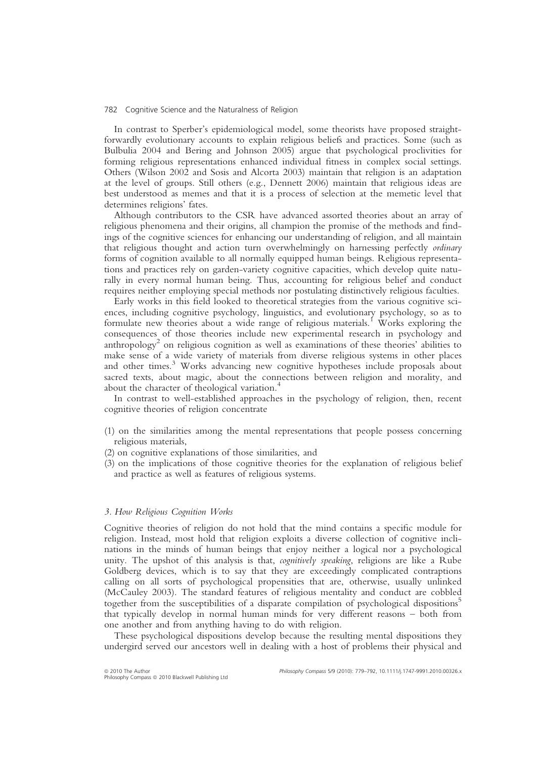In contrast to Sperber's epidemiological model, some theorists have proposed straightforwardly evolutionary accounts to explain religious beliefs and practices. Some (such as Bulbulia 2004 and Bering and Johnson 2005) argue that psychological proclivities for forming religious representations enhanced individual fitness in complex social settings. Others (Wilson 2002 and Sosis and Alcorta 2003) maintain that religion is an adaptation at the level of groups. Still others (e.g., Dennett 2006) maintain that religious ideas are best understood as memes and that it is a process of selection at the memetic level that determines religions' fates.

Although contributors to the CSR have advanced assorted theories about an array of religious phenomena and their origins, all champion the promise of the methods and findings of the cognitive sciences for enhancing our understanding of religion, and all maintain that religious thought and action turn overwhelmingly on harnessing perfectly *ordinary* forms of cognition available to all normally equipped human beings. Religious representations and practices rely on garden-variety cognitive capacities, which develop quite naturally in every normal human being. Thus, accounting for religious belief and conduct requires neither employing special methods nor postulating distinctively religious faculties.

Early works in this field looked to theoretical strategies from the various cognitive sciences, including cognitive psychology, linguistics, and evolutionary psychology, so as to formulate new theories about a wide range of religious materials.[1] Works exploring the consequences of those theories include new experimental research in psychology and anthropology[2] on religious cognition as well as examinations of these theories' abilities to make sense of a wide variety of materials from diverse religious systems in other places and other times.[3] Works advancing new cognitive hypotheses include proposals about sacred texts, about magic, about the connections between religion and morality, and about the character of theological variation.[4]

In contrast to well-established approaches in the psychology of religion, then, recent cognitive theories of religion concentrate

(1) on the similarities among the mental representations that people possess concerning religious materials,
(2) on cognitive explanations of those similarities, and
(3) on the implications of those cognitive theories for the explanation of religious belief and practice as well as features of religious systems.

### *3. How Religious Cognition Works*

Cognitive theories of religion do not hold that the mind contains a specific module for religion. Instead, most hold that religion exploits a diverse collection of cognitive inclinations in the minds of human beings that enjoy neither a logical nor a psychological unity. The upshot of this analysis is that, *cognitively speaking*, religions are like a Rube Goldberg devices, which is to say that they are exceedingly complicated contraptions calling on all sorts of psychological propensities that are, otherwise, usually unlinked (McCauley 2003). The standard features of religious mentality and conduct are cobbled together from the susceptibilities of a disparate compilation of psychological dispositions[5] that typically develop in normal human minds for very different reasons – both from one another and from anything having to do with religion.

These psychological dispositions develop because the resulting mental dispositions they undergird served our ancestors well in dealing with a host of problems their physical and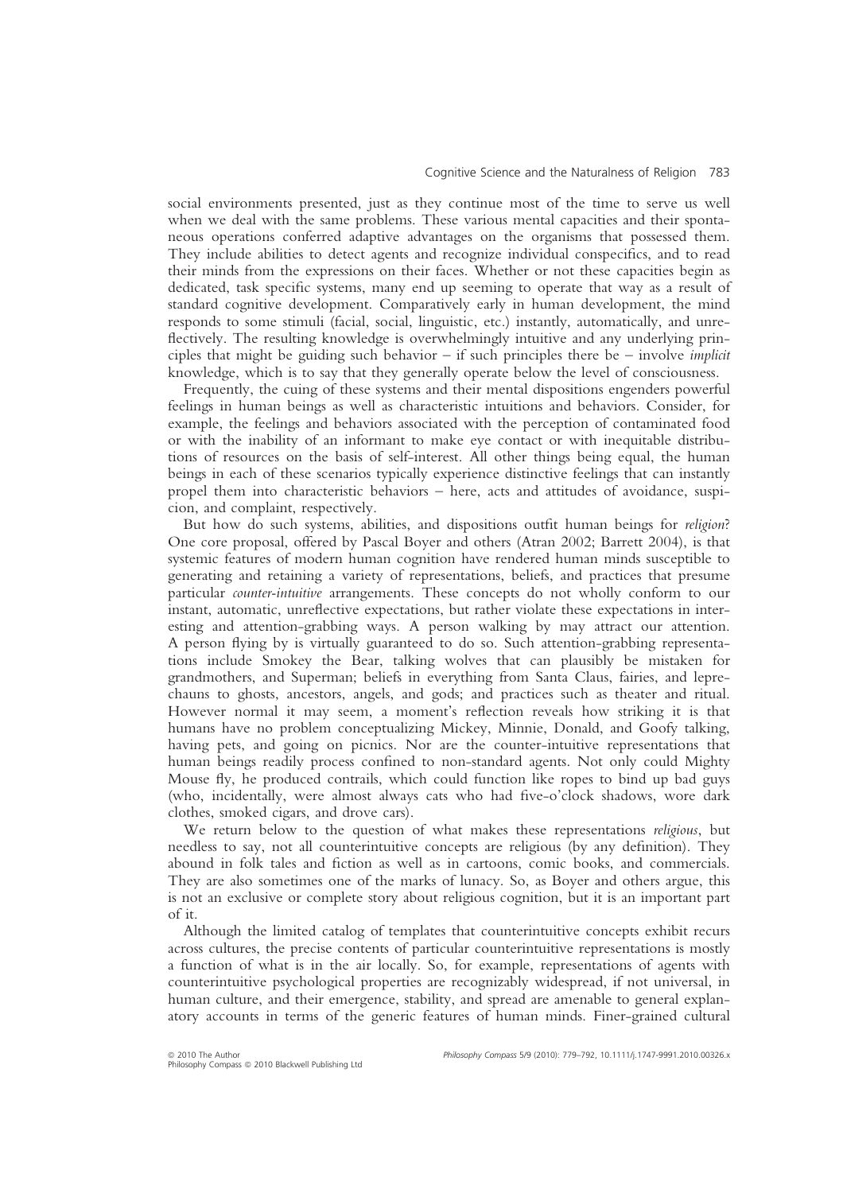social environments presented, just as they continue most of the time to serve us well when we deal with the same problems. These various mental capacities and their spontaneous operations conferred adaptive advantages on the organisms that possessed them. They include abilities to detect agents and recognize individual conspecifics, and to read their minds from the expressions on their faces. Whether or not these capacities begin as dedicated, task specific systems, many end up seeming to operate that way as a result of standard cognitive development. Comparatively early in human development, the mind responds to some stimuli (facial, social, linguistic, etc.) instantly, automatically, and unreflectively. The resulting knowledge is overwhelmingly intuitive and any underlying principles that might be guiding such behavior – if such principles there be – involve *implicit* knowledge, which is to say that they generally operate below the level of consciousness.

Frequently, the cuing of these systems and their mental dispositions engenders powerful feelings in human beings as well as characteristic intuitions and behaviors. Consider, for example, the feelings and behaviors associated with the perception of contaminated food or with the inability of an informant to make eye contact or with inequitable distributions of resources on the basis of self-interest. All other things being equal, the human beings in each of these scenarios typically experience distinctive feelings that can instantly propel them into characteristic behaviors – here, acts and attitudes of avoidance, suspicion, and complaint, respectively.

But how do such systems, abilities, and dispositions outfit human beings for *religion*? One core proposal, offered by Pascal Boyer and others (Atran 2002; Barrett 2004), is that systemic features of modern human cognition have rendered human minds susceptible to generating and retaining a variety of representations, beliefs, and practices that presume particular *counter-intuitive* arrangements. These concepts do not wholly conform to our instant, automatic, unreflective expectations, but rather violate these expectations in interesting and attention-grabbing ways. A person walking by may attract our attention. A person flying by is virtually guaranteed to do so. Such attention-grabbing representations include Smokey the Bear, talking wolves that can plausibly be mistaken for grandmothers, and Superman; beliefs in everything from Santa Claus, fairies, and leprechauns to ghosts, ancestors, angels, and gods; and practices such as theater and ritual. However normal it may seem, a moment's reflection reveals how striking it is that humans have no problem conceptualizing Mickey, Minnie, Donald, and Goofy talking, having pets, and going on picnics. Nor are the counter-intuitive representations that human beings readily process confined to non-standard agents. Not only could Mighty Mouse fly, he produced contrails, which could function like ropes to bind up bad guys (who, incidentally, were almost always cats who had five-o'clock shadows, wore dark clothes, smoked cigars, and drove cars).

We return below to the question of what makes these representations *religious*, but needless to say, not all counterintuitive concepts are religious (by any definition). They abound in folk tales and fiction as well as in cartoons, comic books, and commercials. They are also sometimes one of the marks of lunacy. So, as Boyer and others argue, this is not an exclusive or complete story about religious cognition, but it is an important part of it.

Although the limited catalog of templates that counterintuitive concepts exhibit recurs across cultures, the precise contents of particular counterintuitive representations is mostly a function of what is in the air locally. So, for example, representations of agents with counterintuitive psychological properties are recognizably widespread, if not universal, in human culture, and their emergence, stability, and spread are amenable to general explanatory accounts in terms of the generic features of human minds. Finer-grained cultural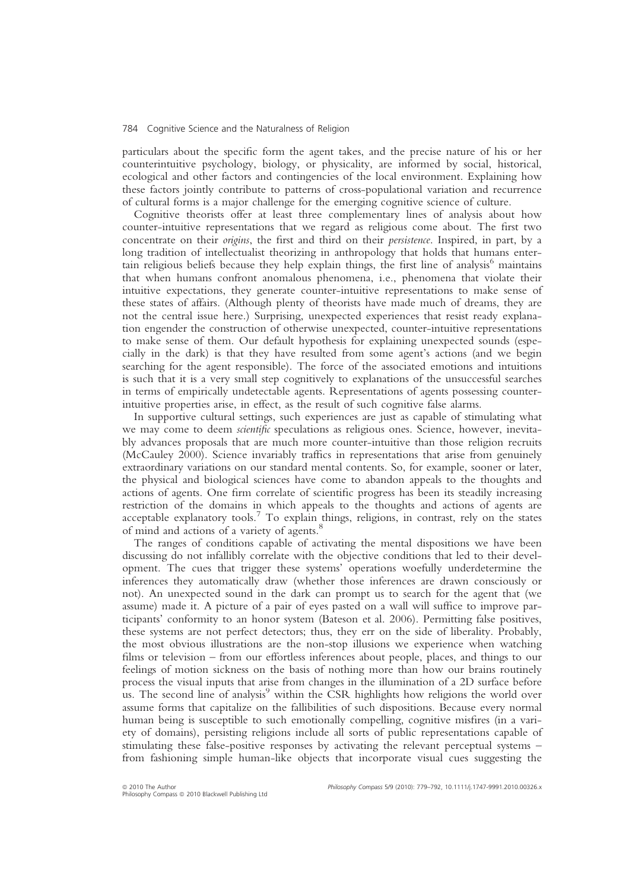particulars about the specific form the agent takes, and the precise nature of his or her counterintuitive psychology, biology, or physicality, are informed by social, historical, ecological and other factors and contingencies of the local environment. Explaining how these factors jointly contribute to patterns of cross-populational variation and recurrence of cultural forms is a major challenge for the emerging cognitive science of culture.

Cognitive theorists offer at least three complementary lines of analysis about how counter-intuitive representations that we regard as religious come about. The first two concentrate on their *origins*, the first and third on their *persistence*. Inspired, in part, by a long tradition of intellectualist theorizing in anthropology that holds that humans entertain religious beliefs because they help explain things, the first line of analysis[6] maintains that when humans confront anomalous phenomena, i.e., phenomena that violate their intuitive expectations, they generate counter-intuitive representations to make sense of these states of affairs. (Although plenty of theorists have made much of dreams, they are not the central issue here.) Surprising, unexpected experiences that resist ready explanation engender the construction of otherwise unexpected, counter-intuitive representations to make sense of them. Our default hypothesis for explaining unexpected sounds (especially in the dark) is that they have resulted from some agent's actions (and we begin searching for the agent responsible). The force of the associated emotions and intuitions is such that it is a very small step cognitively to explanations of the unsuccessful searches in terms of empirically undetectable agents. Representations of agents possessing counter-intuitive properties arise, in effect, as the result of such cognitive false alarms.

In supportive cultural settings, such experiences are just as capable of stimulating what we may come to deem *scientific* speculations as religious ones. Science, however, inevitably advances proposals that are much more counter-intuitive than those religion recruits (McCauley 2000). Science invariably traffics in representations that arise from genuinely extraordinary variations on our standard mental contents. So, for example, sooner or later, the physical and biological sciences have come to abandon appeals to the thoughts and actions of agents. One firm correlate of scientific progress has been its steadily increasing restriction of the domains in which appeals to the thoughts and actions of agents are acceptable explanatory tools.[7] To explain things, religions, in contrast, rely on the states of mind and actions of a variety of agents.[8]

The ranges of conditions capable of activating the mental dispositions we have been discussing do not infallibly correlate with the objective conditions that led to their development. The cues that trigger these systems' operations woefully underdetermine the inferences they automatically draw (whether those inferences are drawn consciously or not). An unexpected sound in the dark can prompt us to search for the agent that (we assume) made it. A picture of a pair of eyes pasted on a wall will suffice to improve participants' conformity to an honor system (Bateson et al. 2006). Permitting false positives, these systems are not perfect detectors; thus, they err on the side of liberality. Probably, the most obvious illustrations are the non-stop illusions we experience when watching films or television – from our effortless inferences about people, places, and things to our feelings of motion sickness on the basis of nothing more than how our brains routinely process the visual inputs that arise from changes in the illumination of a 2D surface before us. The second line of analysis[9] within the CSR highlights how religions the world over assume forms that capitalize on the fallibilities of such dispositions. Because every normal human being is susceptible to such emotionally compelling, cognitive misfires (in a variety of domains), persisting religions include all sorts of public representations capable of stimulating these false-positive responses by activating the relevant perceptual systems – from fashioning simple human-like objects that incorporate visual cues suggesting the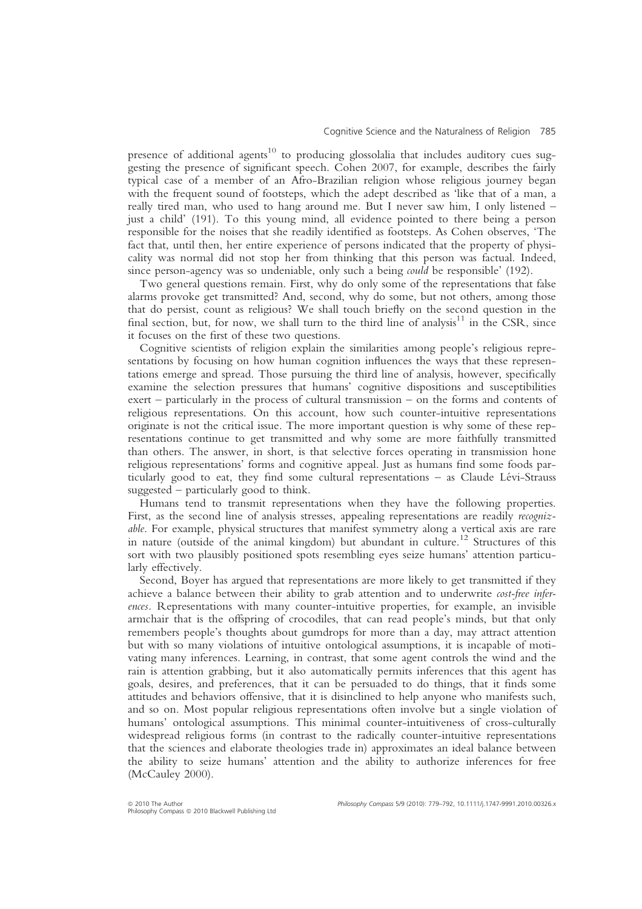presence of additional agents[10] to producing glossolalia that includes auditory cues suggesting the presence of significant speech. Cohen 2007, for example, describes the fairly typical case of a member of an Afro-Brazilian religion whose religious journey began with the frequent sound of footsteps, which the adept described as 'like that of a man, a really tired man, who used to hang around me. But I never saw him, I only listened – just a child' (191). To this young mind, all evidence pointed to there being a person responsible for the noises that she readily identified as footsteps. As Cohen observes, 'The fact that, until then, her entire experience of persons indicated that the property of physicality was normal did not stop her from thinking that this person was factual. Indeed, since person-agency was so undeniable, only such a being *could* be responsible' (192).

Two general questions remain. First, why do only some of the representations that false alarms provoke get transmitted? And, second, why do some, but not others, among those that do persist, count as religious? We shall touch briefly on the second question in the final section, but, for now, we shall turn to the third line of analysis[11] in the CSR, since it focuses on the first of these two questions.

Cognitive scientists of religion explain the similarities among people's religious representations by focusing on how human cognition influences the ways that these representations emerge and spread. Those pursuing the third line of analysis, however, specifically examine the selection pressures that humans' cognitive dispositions and susceptibilities exert – particularly in the process of cultural transmission – on the forms and contents of religious representations. On this account, how such counter-intuitive representations originate is not the critical issue. The more important question is why some of these representations continue to get transmitted and why some are more faithfully transmitted than others. The answer, in short, is that selective forces operating in transmission hone religious representations' forms and cognitive appeal. Just as humans find some foods particularly good to eat, they find some cultural representations – as Claude Lévi-Strauss suggested – particularly good to think.

Humans tend to transmit representations when they have the following properties. First, as the second line of analysis stresses, appealing representations are readily *recognizable*. For example, physical structures that manifest symmetry along a vertical axis are rare in nature (outside of the animal kingdom) but abundant in culture.[12] Structures of this sort with two plausibly positioned spots resembling eyes seize humans' attention particularly effectively.

Second, Boyer has argued that representations are more likely to get transmitted if they achieve a balance between their ability to grab attention and to underwrite *cost-free inferences*. Representations with many counter-intuitive properties, for example, an invisible armchair that is the offspring of crocodiles, that can read people's minds, but that only remembers people's thoughts about gumdrops for more than a day, may attract attention but with so many violations of intuitive ontological assumptions, it is incapable of motivating many inferences. Learning, in contrast, that some agent controls the wind and the rain is attention grabbing, but it also automatically permits inferences that this agent has goals, desires, and preferences, that it can be persuaded to do things, that it finds some attitudes and behaviors offensive, that it is disinclined to help anyone who manifests such, and so on. Most popular religious representations often involve but a single violation of humans' ontological assumptions. This minimal counter-intuitiveness of cross-culturally widespread religious forms (in contrast to the radically counter-intuitive representations that the sciences and elaborate theologies trade in) approximates an ideal balance between the ability to seize humans' attention and the ability to authorize inferences for free (McCauley 2000).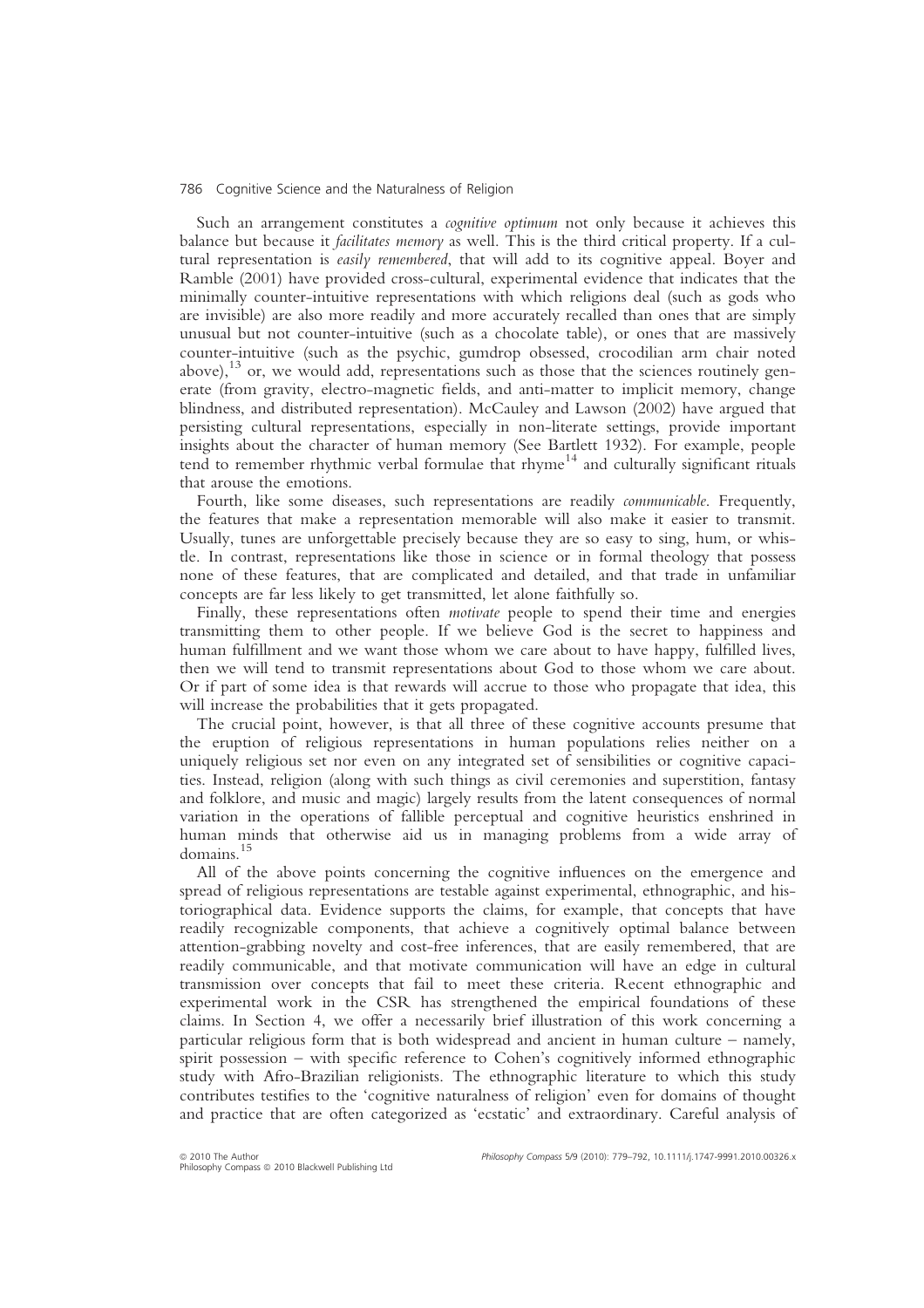Such an arrangement constitutes a *cognitive optimum* not only because it achieves this balance but because it *facilitates memory* as well. This is the third critical property. If a cultural representation is *easily remembered*, that will add to its cognitive appeal. Boyer and Ramble (2001) have provided cross-cultural, experimental evidence that indicates that the minimally counter-intuitive representations with which religions deal (such as gods who are invisible) are also more readily and more accurately recalled than ones that are simply unusual but not counter-intuitive (such as a chocolate table), or ones that are massively counter-intuitive (such as the psychic, gumdrop obsessed, crocodilian arm chair noted above),[13] or, we would add, representations such as those that the sciences routinely generate (from gravity, electro-magnetic fields, and anti-matter to implicit memory, change blindness, and distributed representation). McCauley and Lawson (2002) have argued that persisting cultural representations, especially in non-literate settings, provide important insights about the character of human memory (See Bartlett 1932). For example, people tend to remember rhythmic verbal formulae that rhyme[14] and culturally significant rituals that arouse the emotions.

Fourth, like some diseases, such representations are readily *communicable*. Frequently, the features that make a representation memorable will also make it easier to transmit. Usually, tunes are unforgettable precisely because they are so easy to sing, hum, or whistle. In contrast, representations like those in science or in formal theology that possess none of these features, that are complicated and detailed, and that trade in unfamiliar concepts are far less likely to get transmitted, let alone faithfully so.

Finally, these representations often *motivate* people to spend their time and energies transmitting them to other people. If we believe God is the secret to happiness and human fulfillment and we want those whom we care about to have happy, fulfilled lives, then we will tend to transmit representations about God to those whom we care about. Or if part of some idea is that rewards will accrue to those who propagate that idea, this will increase the probabilities that it gets propagated.

The crucial point, however, is that all three of these cognitive accounts presume that the eruption of religious representations in human populations relies neither on a uniquely religious set nor even on any integrated set of sensibilities or cognitive capacities. Instead, religion (along with such things as civil ceremonies and superstition, fantasy and folklore, and music and magic) largely results from the latent consequences of normal variation in the operations of fallible perceptual and cognitive heuristics enshrined in human minds that otherwise aid us in managing problems from a wide array of domains.[15]

All of the above points concerning the cognitive influences on the emergence and spread of religious representations are testable against experimental, ethnographic, and historiographical data. Evidence supports the claims, for example, that concepts that have readily recognizable components, that achieve a cognitively optimal balance between attention-grabbing novelty and cost-free inferences, that are easily remembered, that are readily communicable, and that motivate communication will have an edge in cultural transmission over concepts that fail to meet these criteria. Recent ethnographic and experimental work in the CSR has strengthened the empirical foundations of these claims. In Section 4, we offer a necessarily brief illustration of this work concerning a particular religious form that is both widespread and ancient in human culture – namely, spirit possession – with specific reference to Cohen's cognitively informed ethnographic study with Afro-Brazilian religionists. The ethnographic literature to which this study contributes testifies to the 'cognitive naturalness of religion' even for domains of thought and practice that are often categorized as 'ecstatic' and extraordinary. Careful analysis of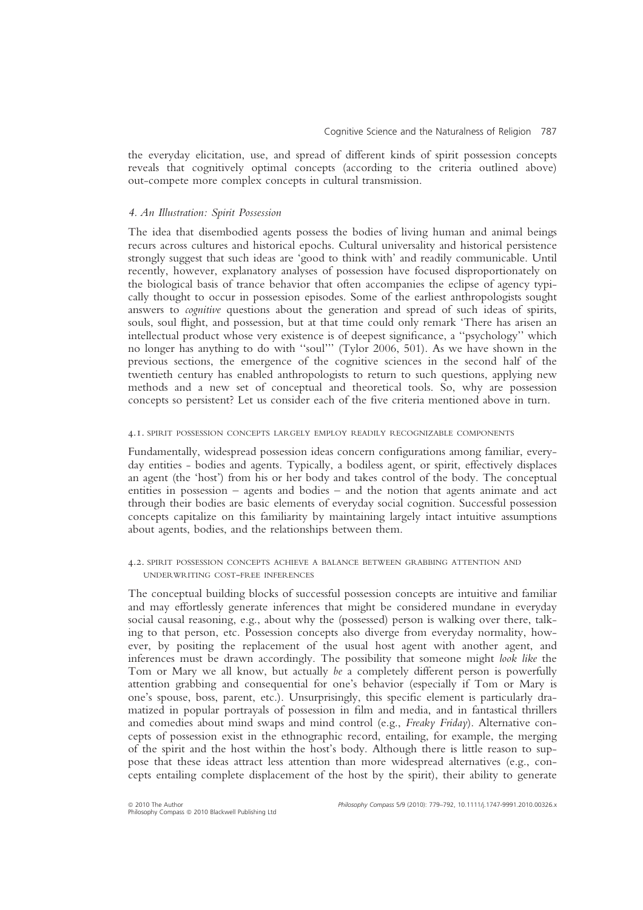the everyday elicitation, use, and spread of different kinds of spirit possession concepts reveals that cognitively optimal concepts (according to the criteria outlined above) out-compete more complex concepts in cultural transmission.

### 4. An Illustration: Spirit Possession

The idea that disembodied agents possess the bodies of living human and animal beings recurs across cultures and historical epochs. Cultural universality and historical persistence strongly suggest that such ideas are 'good to think with' and readily communicable. Until recently, however, explanatory analyses of possession have focused disproportionately on the biological basis of trance behavior that often accompanies the eclipse of agency typically thought to occur in possession episodes. Some of the earliest anthropologists sought answers to *cognitive* questions about the generation and spread of such ideas of spirits, souls, soul flight, and possession, but at that time could only remark 'There has arisen an intellectual product whose very existence is of deepest significance, a "psychology" which no longer has anything to do with "soul"' (Tylor 2006, 501). As we have shown in the previous sections, the emergence of the cognitive sciences in the second half of the twentieth century has enabled anthropologists to return to such questions, applying new methods and a new set of conceptual and theoretical tools. So, why are possession concepts so persistent? Let us consider each of the five criteria mentioned above in turn.

#### 4.1. Spirit possession concepts largely employ readily recognizable components

Fundamentally, widespread possession ideas concern configurations among familiar, everyday entities - bodies and agents. Typically, a bodiless agent, or spirit, effectively displaces an agent (the 'host') from his or her body and takes control of the body. The conceptual entities in possession – agents and bodies – and the notion that agents animate and act through their bodies are basic elements of everyday social cognition. Successful possession concepts capitalize on this familiarity by maintaining largely intact intuitive assumptions about agents, bodies, and the relationships between them.

#### 4.2. Spirit possession concepts achieve a balance between grabbing attention and underwriting cost-free inferences

The conceptual building blocks of successful possession concepts are intuitive and familiar and may effortlessly generate inferences that might be considered mundane in everyday social causal reasoning, e.g., about why the (possessed) person is walking over there, talking to that person, etc. Possession concepts also diverge from everyday normality, however, by positing the replacement of the usual host agent with another agent, and inferences must be drawn accordingly. The possibility that someone might *look like* the Tom or Mary we all know, but actually *be* a completely different person is powerfully attention grabbing and consequential for one's behavior (especially if Tom or Mary is one's spouse, boss, parent, etc.). Unsurprisingly, this specific element is particularly dramatized in popular portrayals of possession in film and media, and in fantastical thrillers and comedies about mind swaps and mind control (e.g., *Freaky Friday*). Alternative concepts of possession exist in the ethnographic record, entailing, for example, the merging of the spirit and the host within the host's body. Although there is little reason to suppose that these ideas attract less attention than more widespread alternatives (e.g., concepts entailing complete displacement of the host by the spirit), their ability to generate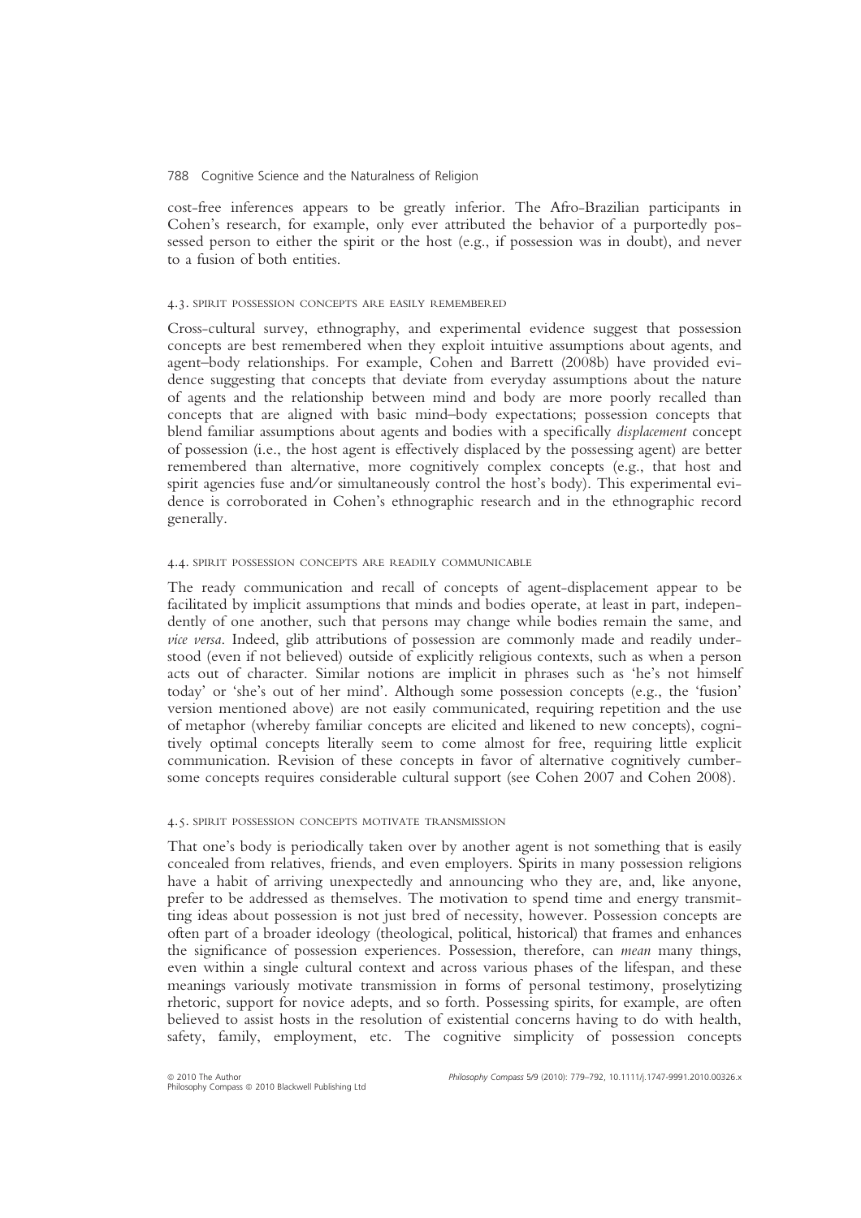cost-free inferences appears to be greatly inferior. The Afro-Brazilian participants in Cohen's research, for example, only ever attributed the behavior of a purportedly possessed person to either the spirit or the host (e.g., if possession was in doubt), and never to a fusion of both entities.

### 4.3. Spirit possession concepts are easily remembered

Cross-cultural survey, ethnography, and experimental evidence suggest that possession concepts are best remembered when they exploit intuitive assumptions about agents, and agent–body relationships. For example, Cohen and Barrett (2008b) have provided evidence suggesting that concepts that deviate from everyday assumptions about the nature of agents and the relationship between mind and body are more poorly recalled than concepts that are aligned with basic mind–body expectations; possession concepts that blend familiar assumptions about agents and bodies with a specifically *displacement* concept of possession (i.e., the host agent is effectively displaced by the possessing agent) are better remembered than alternative, more cognitively complex concepts (e.g., that host and spirit agencies fuse and/or simultaneously control the host's body). This experimental evidence is corroborated in Cohen's ethnographic research and in the ethnographic record generally.

### 4.4. Spirit possession concepts are readily communicable

The ready communication and recall of concepts of agent-displacement appear to be facilitated by implicit assumptions that minds and bodies operate, at least in part, independently of one another, such that persons may change while bodies remain the same, and *vice versa*. Indeed, glib attributions of possession are commonly made and readily understood (even if not believed) outside of explicitly religious contexts, such as when a person acts out of character. Similar notions are implicit in phrases such as 'he's not himself today' or 'she's out of her mind'. Although some possession concepts (e.g., the 'fusion' version mentioned above) are not easily communicated, requiring repetition and the use of metaphor (whereby familiar concepts are elicited and likened to new concepts), cognitively optimal concepts literally seem to come almost for free, requiring little explicit communication. Revision of these concepts in favor of alternative cognitively cumbersome concepts requires considerable cultural support (see Cohen 2007 and Cohen 2008).

### 4.5. Spirit possession concepts motivate transmission

That one's body is periodically taken over by another agent is not something that is easily concealed from relatives, friends, and even employers. Spirits in many possession religions have a habit of arriving unexpectedly and announcing who they are, and, like anyone, prefer to be addressed as themselves. The motivation to spend time and energy transmitting ideas about possession is not just bred of necessity, however. Possession concepts are often part of a broader ideology (theological, political, historical) that frames and enhances the significance of possession experiences. Possession, therefore, can *mean* many things, even within a single cultural context and across various phases of the lifespan, and these meanings variously motivate transmission in forms of personal testimony, proselytizing rhetoric, support for novice adepts, and so forth. Possessing spirits, for example, are often believed to assist hosts in the resolution of existential concerns having to do with health, safety, family, employment, etc. The cognitive simplicity of possession concepts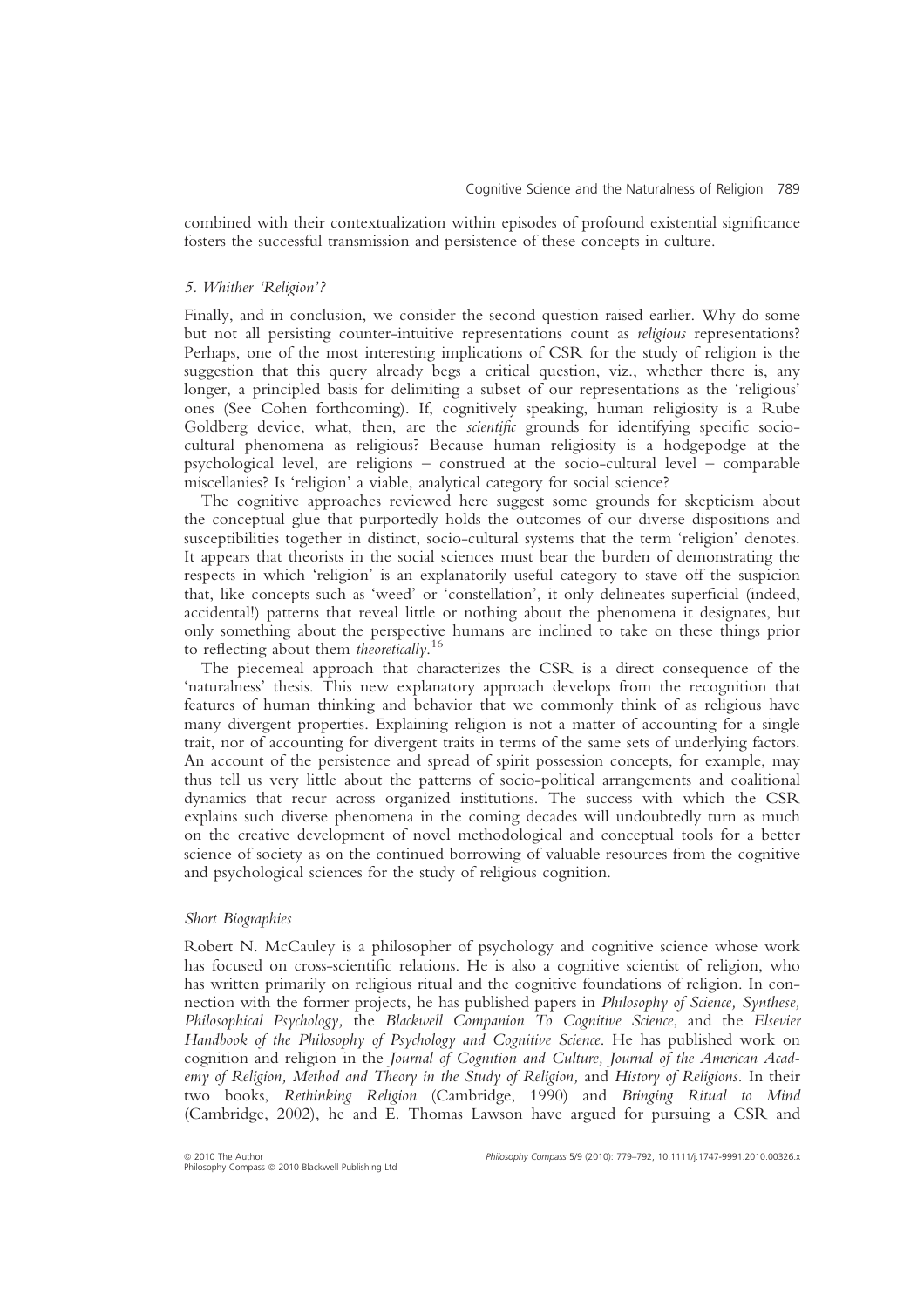combined with their contextualization within episodes of profound existential significance fosters the successful transmission and persistence of these concepts in culture.

### *5. Whither 'Religion'?*

Finally, and in conclusion, we consider the second question raised earlier. Why do some but not all persisting counter-intuitive representations count as *religious* representations? Perhaps, one of the most interesting implications of CSR for the study of religion is the suggestion that this query already begs a critical question, viz., whether there is, any longer, a principled basis for delimiting a subset of our representations as the 'religious' ones (See Cohen forthcoming). If, cognitively speaking, human religiosity is a Rube Goldberg device, what, then, are the *scientific* grounds for identifying specific socio-cultural phenomena as religious? Because human religiosity is a hodgepodge at the psychological level, are religions – construed at the socio-cultural level – comparable miscellanies? Is 'religion' a viable, analytical category for social science?

The cognitive approaches reviewed here suggest some grounds for skepticism about the conceptual glue that purportedly holds the outcomes of our diverse dispositions and susceptibilities together in distinct, socio-cultural systems that the term 'religion' denotes. It appears that theorists in the social sciences must bear the burden of demonstrating the respects in which 'religion' is an explanatorily useful category to stave off the suspicion that, like concepts such as 'weed' or 'constellation', it only delineates superficial (indeed, accidental!) patterns that reveal little or nothing about the phenomena it designates, but only something about the perspective humans are inclined to take on these things prior to reflecting about them *theoretically*.[16]

The piecemeal approach that characterizes the CSR is a direct consequence of the 'naturalness' thesis. This new explanatory approach develops from the recognition that features of human thinking and behavior that we commonly think of as religious have many divergent properties. Explaining religion is not a matter of accounting for a single trait, nor of accounting for divergent traits in terms of the same sets of underlying factors. An account of the persistence and spread of spirit possession concepts, for example, may thus tell us very little about the patterns of socio-political arrangements and coalitional dynamics that recur across organized institutions. The success with which the CSR explains such diverse phenomena in the coming decades will undoubtedly turn as much on the creative development of novel methodological and conceptual tools for a better science of society as on the continued borrowing of valuable resources from the cognitive and psychological sciences for the study of religious cognition.

### *Short Biographies*

Robert N. McCauley is a philosopher of psychology and cognitive science whose work has focused on cross-scientific relations. He is also a cognitive scientist of religion, who has written primarily on religious ritual and the cognitive foundations of religion. In connection with the former projects, he has published papers in *Philosophy of Science, Synthese, Philosophical Psychology*, the *Blackwell Companion To Cognitive Science*, and the *Elsevier Handbook of the Philosophy of Psychology and Cognitive Science*. He has published work on cognition and religion in the *Journal of Cognition and Culture, Journal of the American Academy of Religion, Method and Theory in the Study of Religion,* and *History of Religions*. In their two books, *Rethinking Religion* (Cambridge, 1990) and *Bringing Ritual to Mind* (Cambridge, 2002), he and E. Thomas Lawson have argued for pursuing a CSR and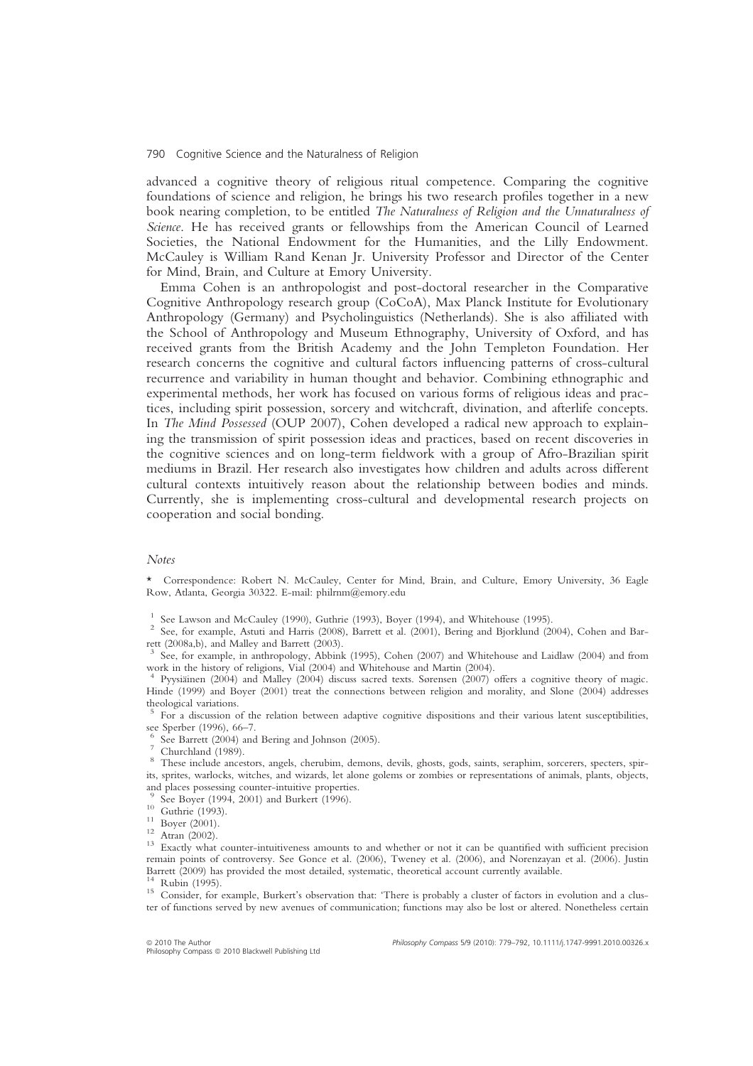advanced a cognitive theory of religious ritual competence. Comparing the cognitive foundations of science and religion, he brings his two research profiles together in a new book nearing completion, to be entitled *The Naturalness of Religion and the Unnaturalness of Science*. He has received grants or fellowships from the American Council of Learned Societies, the National Endowment for the Humanities, and the Lilly Endowment. McCauley is William Rand Kenan Jr. University Professor and Director of the Center for Mind, Brain, and Culture at Emory University.

Emma Cohen is an anthropologist and post-doctoral researcher in the Comparative Cognitive Anthropology research group (CoCoA), Max Planck Institute for Evolutionary Anthropology (Germany) and Psycholinguistics (Netherlands). She is also affiliated with the School of Anthropology and Museum Ethnography, University of Oxford, and has received grants from the British Academy and the John Templeton Foundation. Her research concerns the cognitive and cultural factors influencing patterns of cross-cultural recurrence and variability in human thought and behavior. Combining ethnographic and experimental methods, her work has focused on various forms of religious ideas and practices, including spirit possession, sorcery and witchcraft, divination, and afterlife concepts. In *The Mind Possessed* (OUP 2007), Cohen developed a radical new approach to explaining the transmission of spirit possession ideas and practices, based on recent discoveries in the cognitive sciences and on long-term fieldwork with a group of Afro-Brazilian spirit mediums in Brazil. Her research also investigates how children and adults across different cultural contexts intuitively reason about the relationship between bodies and minds. Currently, she is implementing cross-cultural and developmental research projects on cooperation and social bonding.

## *Notes*

\* Correspondence: Robert N. McCauley, Center for Mind, Brain, and Culture, Emory University, 36 Eagle Row, Atlanta, Georgia 30322. E-mail: philrnm@emory.edu

[1] See Lawson and McCauley (1990), Guthrie (1993), Boyer (1994), and Whitehouse (1995).

[2] See, for example, Astuti and Harris (2008), Barrett et al. (2001), Bering and Bjorklund (2004), Cohen and Barrett (2008a,b), and Malley and Barrett (2003).

[3] See, for example, in anthropology, Abbink (1995), Cohen (2007) and Whitehouse and Laidlaw (2004) and from work in the history of religions, Vial (2004) and Whitehouse and Martin (2004).

[4] Pyysiäinen (2004) and Malley (2004) discuss sacred texts. Sørensen (2007) offers a cognitive theory of magic. Hinde (1999) and Boyer (2001) treat the connections between religion and morality, and Slone (2004) addresses theological variations.

[5] For a discussion of the relation between adaptive cognitive dispositions and their various latent susceptibilities, see Sperber (1996), 66–7.

[6] See Barrett (2004) and Bering and Johnson (2005).

[7] Churchland (1989).

[8] These include ancestors, angels, cherubim, demons, devils, ghosts, gods, saints, seraphim, sorcerers, specters, spirits, sprites, warlocks, witches, and wizards, let alone golems or zombies or representations of animals, plants, objects, and places possessing counter-intuitive properties.

[9] See Boyer (1994, 2001) and Burkert (1996).

[10] Guthrie (1993).

[11] Boyer (2001).

[12] Atran (2002).

[13] Exactly what counter-intuitiveness amounts to and whether or not it can be quantified with sufficient precision remain points of controversy. See Gonce et al. (2006), Tweney et al. (2006), and Norenzayan et al. (2006). Justin Barrett (2009) has provided the most detailed, systematic, theoretical account currently available.

[14] Rubin (1995).

[15] Consider, for example, Burkert's observation that: 'There is probably a cluster of factors in evolution and a cluster of functions served by new avenues of communication; functions may also be lost or altered. Nonetheless certain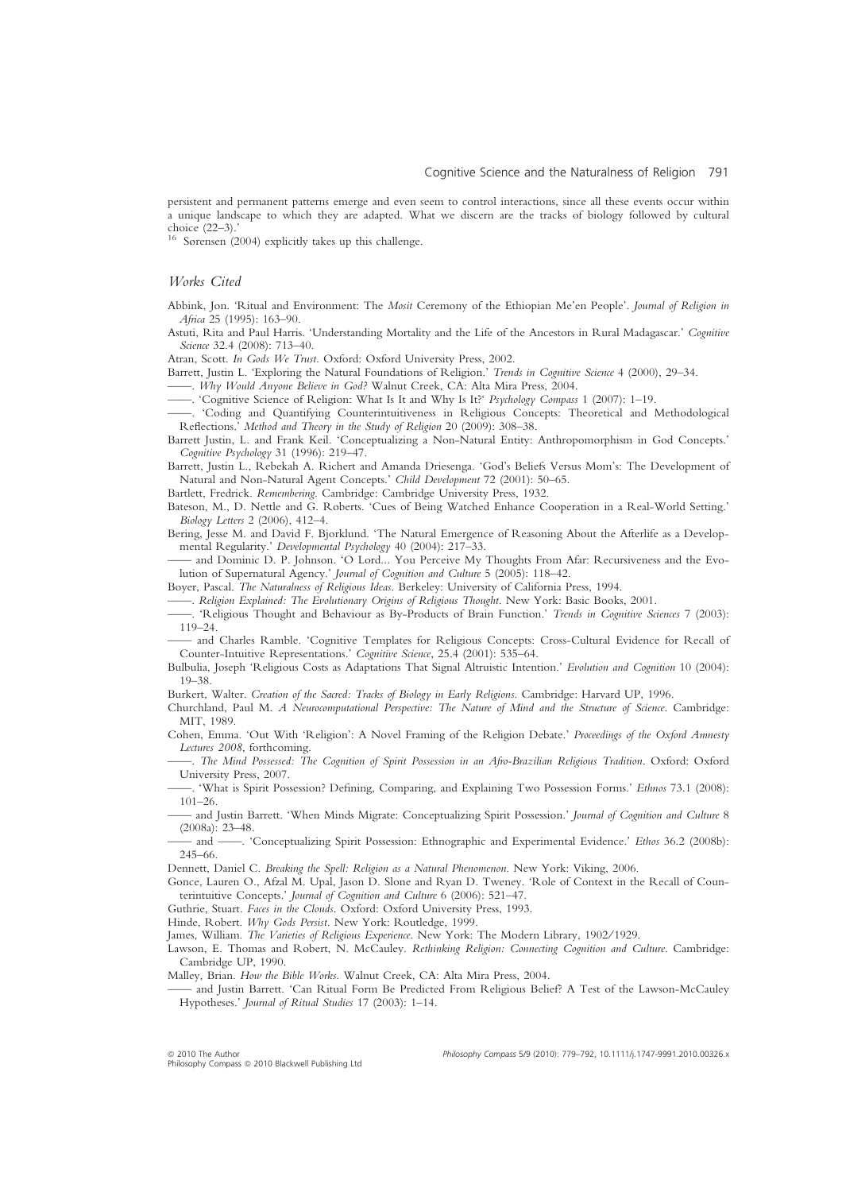persistent and permanent patterns emerge and even seem to control interactions, since all these events occur within a unique landscape to which they are adapted. What we discern are the tracks of biology followed by cultural choice (22–3).'

[16] Sørensen (2004) explicitly takes up this challenge.

## *Works Cited*

Abbink, Jon. 'Ritual and Environment: The *Mosit* Ceremony of the Ethiopian Me'en People'. *Journal of Religion in Africa* 25 (1995): 163–90.

Astuti, Rita and Paul Harris. 'Understanding Mortality and the Life of the Ancestors in Rural Madagascar.' *Cognitive Science* 32.4 (2008): 713–40.

Atran, Scott. *In Gods We Trust*. Oxford: Oxford University Press, 2002.

Barrett, Justin L. 'Exploring the Natural Foundations of Religion.' *Trends in Cognitive Science* 4 (2000), 29–34.

——. *Why Would Anyone Believe in God?* Walnut Creek, CA: Alta Mira Press, 2004.

——. 'Cognitive Science of Religion: What Is It and Why Is It?' *Psychology Compass* 1 (2007): 1–19.

——. 'Coding and Quantifying Counterintuitiveness in Religious Concepts: Theoretical and Methodological Reflections.' *Method and Theory in the Study of Religion* 20 (2009): 308–38.

Barrett Justin, L. and Frank Keil. 'Conceptualizing a Non-Natural Entity: Anthropomorphism in God Concepts.' *Cognitive Psychology* 31 (1996): 219–47.

Barrett, Justin L., Rebekah A. Richert and Amanda Driesenga. 'God's Beliefs Versus Mom's: The Development of Natural and Non-Natural Agent Concepts.' *Child Development* 72 (2001): 50–65.

Bartlett, Fredrick. *Remembering*. Cambridge: Cambridge University Press, 1932.

Bateson, M., D. Nettle and G. Roberts. 'Cues of Being Watched Enhance Cooperation in a Real-World Setting.' *Biology Letters* 2 (2006), 412–4.

Bering, Jesse M. and David F. Bjorklund. 'The Natural Emergence of Reasoning About the Afterlife as a Developmental Regularity.' *Developmental Psychology* 40 (2004): 217–33.

—— and Dominic D. P. Johnson. 'O Lord... You Perceive My Thoughts From Afar: Recursiveness and the Evolution of Supernatural Agency.' *Journal of Cognition and Culture* 5 (2005): 118–42.

Boyer, Pascal. *The Naturalness of Religious Ideas*. Berkeley: University of California Press, 1994.

——. *Religion Explained: The Evolutionary Origins of Religious Thought*. New York: Basic Books, 2001.

——. 'Religious Thought and Behaviour as By-Products of Brain Function.' *Trends in Cognitive Sciences* 7 (2003): 119–24.

—— and Charles Ramble. 'Cognitive Templates for Religious Concepts: Cross-Cultural Evidence for Recall of Counter-Intuitive Representations.' *Cognitive Science*, 25.4 (2001): 535–64.

Bulbulia, Joseph 'Religious Costs as Adaptations That Signal Altruistic Intention.' *Evolution and Cognition* 10 (2004): 19–38.

Burkert, Walter. *Creation of the Sacred: Tracks of Biology in Early Religions*. Cambridge: Harvard UP, 1996.

Churchland, Paul M. *A Neurocomputational Perspective: The Nature of Mind and the Structure of Science*. Cambridge: MIT, 1989.

Cohen, Emma. 'Out With 'Religion': A Novel Framing of the Religion Debate.' *Proceedings of the Oxford Amnesty Lectures 2008*, forthcoming.

——. *The Mind Possessed: The Cognition of Spirit Possession in an Afro-Brazilian Religious Tradition*. Oxford: Oxford University Press, 2007.

——. 'What is Spirit Possession? Defining, Comparing, and Explaining Two Possession Forms.' *Ethnos* 73.1 (2008): 101–26.

—— and Justin Barrett. 'When Minds Migrate: Conceptualizing Spirit Possession.' *Journal of Cognition and Culture* 8 (2008a): 23–48.

—— and ——. 'Conceptualizing Spirit Possession: Ethnographic and Experimental Evidence.' *Ethos* 36.2 (2008b): 245–66.

Dennett, Daniel C. *Breaking the Spell: Religion as a Natural Phenomenon*. New York: Viking, 2006.

Gonce, Lauren O., Afzal M. Upal, Jason D. Slone and Ryan D. Tweney. 'Role of Context in the Recall of Counterintuitive Concepts.' *Journal of Cognition and Culture* 6 (2006): 521–47.

Guthrie, Stuart. *Faces in the Clouds*. Oxford: Oxford University Press, 1993.

Hinde, Robert. *Why Gods Persist*. New York: Routledge, 1999.

James, William. *The Varieties of Religious Experience*. New York: The Modern Library, 1902/1929.

Lawson, E. Thomas and Robert, N. McCauley. *Rethinking Religion: Connecting Cognition and Culture*. Cambridge: Cambridge UP, 1990.

Malley, Brian. *How the Bible Works*. Walnut Creek, CA: Alta Mira Press, 2004.

—— and Justin Barrett. 'Can Ritual Form Be Predicted From Religious Belief? A Test of the Lawson-McCauley Hypotheses.' *Journal of Ritual Studies* 17 (2003): 1–14.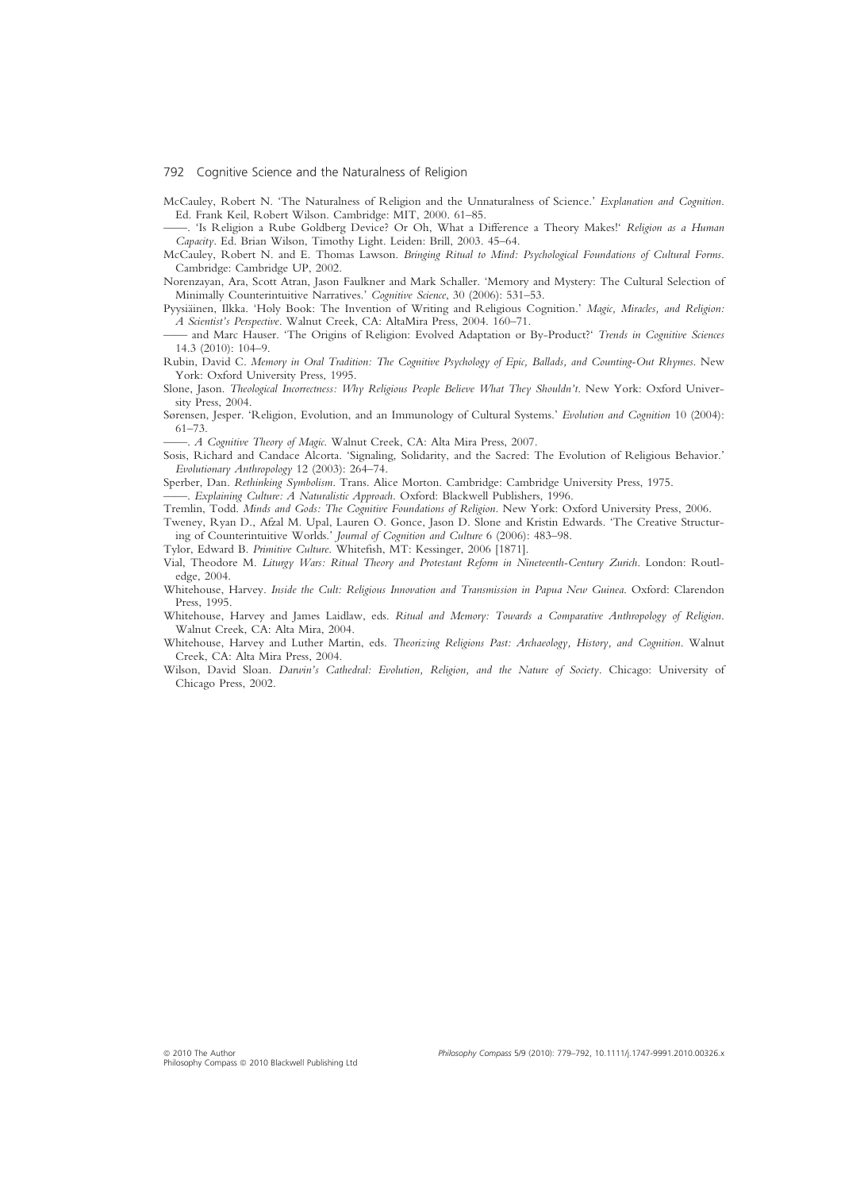McCauley, Robert N. 'The Naturalness of Religion and the Unnaturalness of Science.' *Explanation and Cognition*. Ed. Frank Keil, Robert Wilson. Cambridge: MIT, 2000. 61–85.

——. 'Is Religion a Rube Goldberg Device? Or Oh, What a Difference a Theory Makes!' *Religion as a Human Capacity*. Ed. Brian Wilson, Timothy Light. Leiden: Brill, 2003. 45–64.

McCauley, Robert N. and E. Thomas Lawson. *Bringing Ritual to Mind: Psychological Foundations of Cultural Forms*. Cambridge: Cambridge UP, 2002.

Norenzayan, Ara, Scott Atran, Jason Faulkner and Mark Schaller. 'Memory and Mystery: The Cultural Selection of Minimally Counterintuitive Narratives.' *Cognitive Science*, 30 (2006): 531–53.

Pyysiäinen, Ilkka. 'Holy Book: The Invention of Writing and Religious Cognition.' *Magic, Miracles, and Religion: A Scientist's Perspective*. Walnut Creek, CA: AltaMira Press, 2004. 160–71.

—— and Marc Hauser. 'The Origins of Religion: Evolved Adaptation or By-Product?' *Trends in Cognitive Sciences* 14.3 (2010): 104–9.

Rubin, David C. *Memory in Oral Tradition: The Cognitive Psychology of Epic, Ballads, and Counting-Out Rhymes*. New York: Oxford University Press, 1995.

Slone, Jason. *Theological Incorrectness: Why Religious People Believe What They Shouldn't*. New York: Oxford University Press, 2004.

Sørensen, Jesper. 'Religion, Evolution, and an Immunology of Cultural Systems.' *Evolution and Cognition* 10 (2004): 61–73.

——. *A Cognitive Theory of Magic*. Walnut Creek, CA: Alta Mira Press, 2007.

Sosis, Richard and Candace Alcorta. 'Signaling, Solidarity, and the Sacred: The Evolution of Religious Behavior.' *Evolutionary Anthropology* 12 (2003): 264–74.

Sperber, Dan. *Rethinking Symbolism*. Trans. Alice Morton. Cambridge: Cambridge University Press, 1975.

——. *Explaining Culture: A Naturalistic Approach*. Oxford: Blackwell Publishers, 1996.

Tremlin, Todd. *Minds and Gods: The Cognitive Foundations of Religion*. New York: Oxford University Press, 2006.

Tweney, Ryan D., Afzal M. Upal, Lauren O. Gonce, Jason D. Slone and Kristin Edwards. 'The Creative Structuring of Counterintuitive Worlds.' *Journal of Cognition and Culture* 6 (2006): 483–98.

Tylor, Edward B. *Primitive Culture*. Whitefish, MT: Kessinger, 2006 [1871].

Vial, Theodore M. *Liturgy Wars: Ritual Theory and Protestant Reform in Nineteenth-Century Zurich*. London: Routledge, 2004.

Whitehouse, Harvey. *Inside the Cult: Religious Innovation and Transmission in Papua New Guinea*. Oxford: Clarendon Press, 1995.

Whitehouse, Harvey and James Laidlaw, eds. *Ritual and Memory: Towards a Comparative Anthropology of Religion*. Walnut Creek, CA: Alta Mira, 2004.

Whitehouse, Harvey and Luther Martin, eds. *Theorizing Religions Past: Archaeology, History, and Cognition*. Walnut Creek, CA: Alta Mira Press, 2004.

Wilson, David Sloan. *Darwin's Cathedral: Evolution, Religion, and the Nature of Society*. Chicago: University of Chicago Press, 2002.